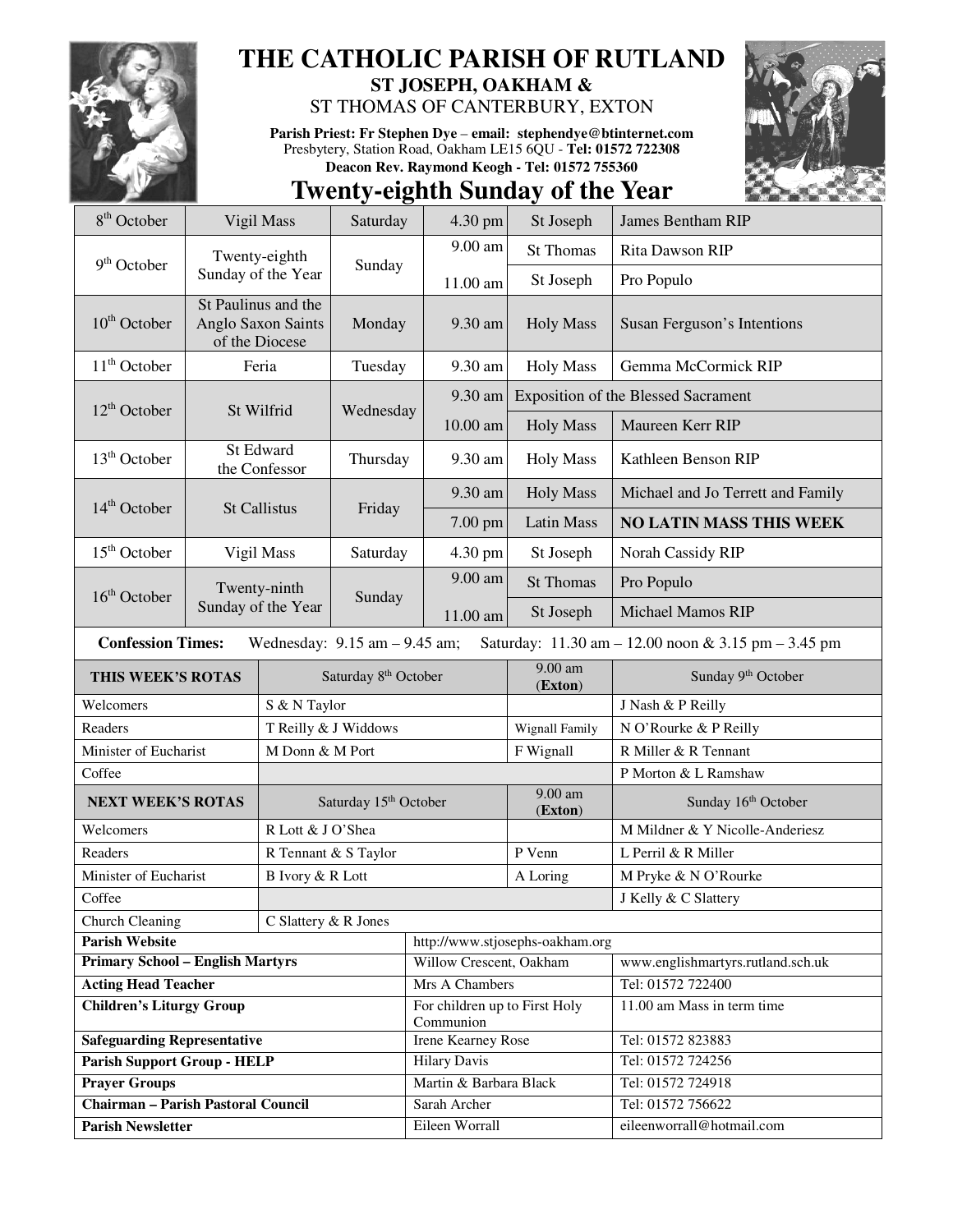# THE CATHOLIC PARISH OF RUTLAND

## ST JOSEPH, OAKHAM &

ST THOMAS OF CANTERBURY, EXTON

**Parish Priest: Fr Stephen Dye** – **email: stephendye@btinternet.com**
Presbytery, Station Road, Oakham LE15 6QU - **Tel: 01572 722308**
**Deacon Rev. Raymond Keogh - Tel: 01572 755360**

## Twenty-eighth Sunday of the Year

| Date | Feast | Day | Time | Place/Service | Intention |
|---|---|---|---|---|---|
| 8th October | Vigil Mass | Saturday | 4.30 pm | St Joseph | James Bentham RIP |
| 9th October | Twenty-eighth Sunday of the Year | Sunday | 9.00 am | St Thomas | Rita Dawson RIP |
| | | | 11.00 am | St Joseph | Pro Populo |
| 10th October | St Paulinus and the Anglo Saxon Saints of the Diocese | Monday | 9.30 am | Holy Mass | Susan Ferguson's Intentions |
| 11th October | Feria | Tuesday | 9.30 am | Holy Mass | Gemma McCormick RIP |
| 12th October | St Wilfrid | Wednesday | 9.30 am | Exposition of the Blessed Sacrament | |
| | | | 10.00 am | Holy Mass | Maureen Kerr RIP |
| 13th October | St Edward the Confessor | Thursday | 9.30 am | Holy Mass | Kathleen Benson RIP |
| 14th October | St Callistus | Friday | 9.30 am | Holy Mass | Michael and Jo Terrett and Family |
| | | | 7.00 pm | Latin Mass | **NO LATIN MASS THIS WEEK** |
| 15th October | Vigil Mass | Saturday | 4.30 pm | St Joseph | Norah Cassidy RIP |
| 16th October | Twenty-ninth Sunday of the Year | Sunday | 9.00 am | St Thomas | Pro Populo |
| | | | 11.00 am | St Joseph | Michael Mamos RIP |

**Confession Times:** Wednesday: 9.15 am – 9.45 am; Saturday: 11.30 am – 12.00 noon & 3.15 pm – 3.45 pm

| **THIS WEEK'S ROTAS** | Saturday 8th October | 9.00 am (**Exton**) | Sunday 9th October |
|---|---|---|---|
| Welcomers | S & N Taylor | | J Nash & P Reilly |
| Readers | T Reilly & J Widdows | Wignall Family | N O'Rourke & P Reilly |
| Minister of Eucharist | M Donn & M Port | F Wignall | R Miller & R Tennant |
| Coffee | | | P Morton & L Ramshaw |
| **NEXT WEEK'S ROTAS** | Saturday 15th October | 9.00 am (**Exton**) | Sunday 16th October |
| Welcomers | R Lott & J O'Shea | | M Mildner & Y Nicolle-Anderiesz |
| Readers | R Tennant & S Taylor | P Venn | L Perril & R Miller |
| Minister of Eucharist | B Ivory & R Lott | A Loring | M Pryke & N O'Rourke |
| Coffee | | | J Kelly & C Slattery |
| Church Cleaning | C Slattery & R Jones | | |

| | | |
|---|---|---|
| **Parish Website** | http://www.stjosephs-oakham.org | |
| **Primary School – English Martyrs** | Willow Crescent, Oakham | www.englishmartyrs.rutland.sch.uk |
| **Acting Head Teacher** | Mrs A Chambers | Tel: 01572 722400 |
| **Children's Liturgy Group** | For children up to First Holy Communion | 11.00 am Mass in term time |
| **Safeguarding Representative** | Irene Kearney Rose | Tel: 01572 823883 |
| **Parish Support Group - HELP** | Hilary Davis | Tel: 01572 724256 |
| **Prayer Groups** | Martin & Barbara Black | Tel: 01572 724918 |
| **Chairman – Parish Pastoral Council** | Sarah Archer | Tel: 01572 756622 |
| **Parish Newsletter** | Eileen Worrall | eileenworrall@hotmail.com |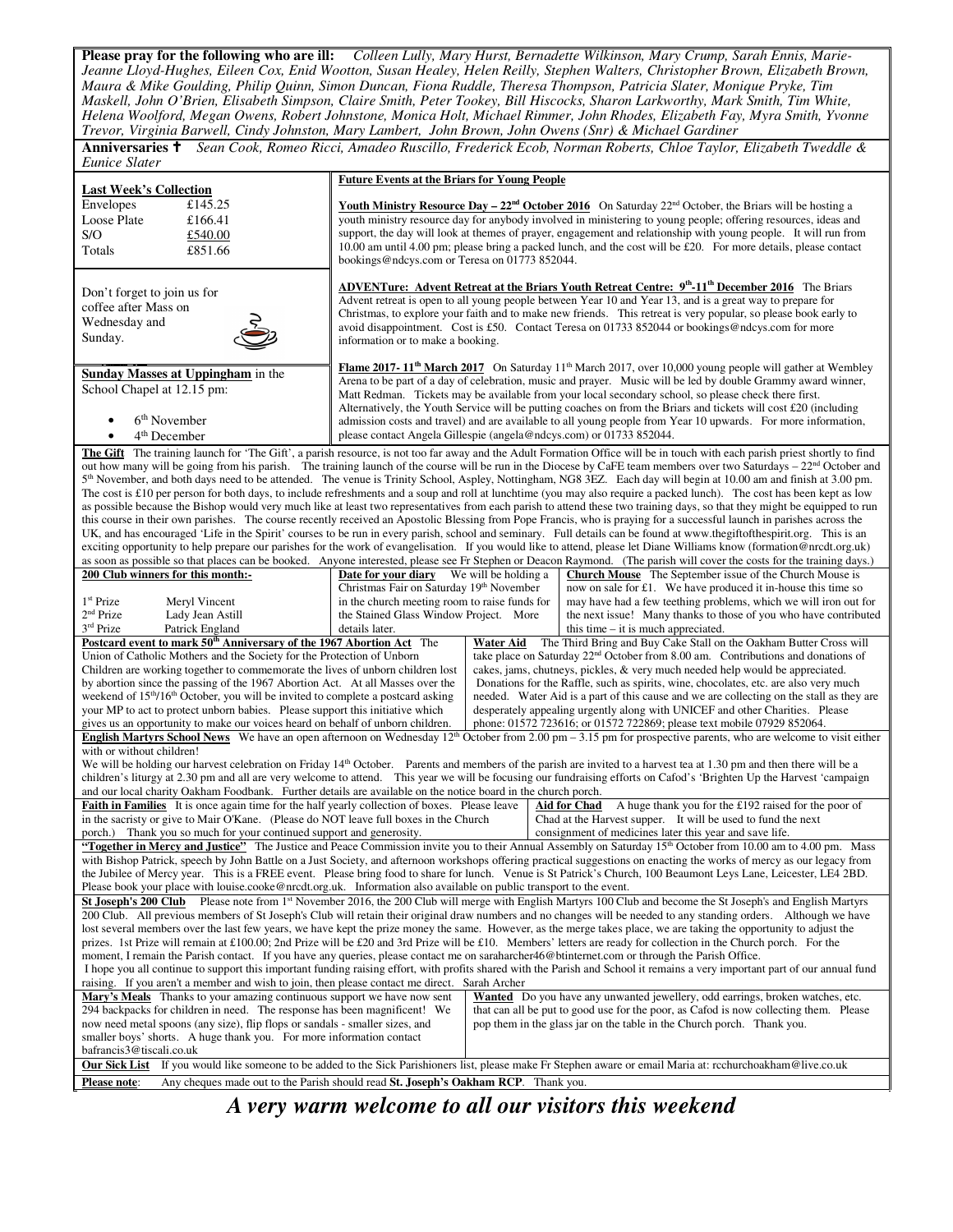**Please pray for the following who are ill:** *Colleen Lully, Mary Hurst, Bernadette Wilkinson, Mary Crump, Sarah Ennis, Marie-Jeanne Lloyd-Hughes, Eileen Cox, Enid Wootton, Susan Healey, Helen Reilly, Stephen Walters, Christopher Brown, Elizabeth Brown, Maura & Mike Goulding, Philip Quinn, Simon Duncan, Fiona Ruddle, Theresa Thompson, Patricia Slater, Monique Pryke, Tim Maskell, John O'Brien, Elisabeth Simpson, Claire Smith, Peter Tookey, Bill Hiscocks, Sharon Larkworthy, Mark Smith, Tim White, Helena Woolford, Megan Owens, Robert Johnstone, Monica Holt, Michael Rimmer, John Rhodes, Elizabeth Fay, Myra Smith, Yvonne Trevor, Virginia Barwell, Cindy Johnston, Mary Lambert, John Brown, John Owens (Snr) & Michael Gardiner*

**Anniversaries ✝** *Sean Cook, Romeo Ricci, Amadeo Ruscillo, Frederick Ecob, Norman Roberts, Chloe Taylor, Elizabeth Tweddle & Eunice Slater*

**Last Week's Collection**

| | |
|---|---|
| Envelopes | £145.25 |
| Loose Plate | £166.41 |
| S/O | £540.00 |
| Totals | £851.66 |

Don't forget to join us for coffee after Mass on Wednesday and Sunday.

**Sunday Masses at Uppingham** in the School Chapel at 12.15 pm:

- 6th November
- 4th December

**Future Events at the Briars for Young People**

**Youth Ministry Resource Day – 22nd October 2016** On Saturday 22nd October, the Briars will be hosting a youth ministry resource day for anybody involved in ministering to young people; offering resources, ideas and support, the day will look at themes of prayer, engagement and relationship with young people. It will run from 10.00 am until 4.00 pm; please bring a packed lunch, and the cost will be £20. For more details, please contact bookings@ndcys.com or Teresa on 01773 852044.

**ADVENTure: Advent Retreat at the Briars Youth Retreat Centre: 9th-11th December 2016** The Briars Advent retreat is open to all young people between Year 10 and Year 13, and is a great way to prepare for Christmas, to explore your faith and to make new friends. This retreat is very popular, so please book early to avoid disappointment. Cost is £50. Contact Teresa on 01733 852044 or bookings@ndcys.com for more information or to make a booking.

**Flame 2017- 11th March 2017** On Saturday 11th March 2017, over 10,000 young people will gather at Wembley Arena to be part of a day of celebration, music and prayer. Music will be led by double Grammy award winner, Matt Redman. Tickets may be available from your local secondary school, so please check there first. Alternatively, the Youth Service will be putting coaches on from the Briars and tickets will cost £20 (including admission costs and travel) and are available to all young people from Year 10 upwards. For more information, please contact Angela Gillespie (angela@ndcys.com) or 01733 852044.

**The Gift** The training launch for 'The Gift', a parish resource, is not too far away and the Adult Formation Office will be in touch with each parish priest shortly to find out how many will be going from his parish. The training launch of the course will be run in the Diocese by CaFE team members over two Saturdays – 22nd October and 5th November, and both days need to be attended. The venue is Trinity School, Aspley, Nottingham, NG8 3EZ. Each day will begin at 10.00 am and finish at 3.00 pm. The cost is £10 per person for both days, to include refreshments and a soup and roll at lunchtime (you may also require a packed lunch). The cost has been kept as low as possible because the Bishop would very much like at least two representatives from each parish to attend these two training days, so that they might be equipped to run this course in their own parishes. The course recently received an Apostolic Blessing from Pope Francis, who is praying for a successful launch in parishes across the UK, and has encouraged 'Life in the Spirit' courses to be run in every parish, school and seminary. Full details can be found at www.thegiftofthespirit.org. This is an exciting opportunity to help prepare our parishes for the work of evangelisation. If you would like to attend, please let Diane Williams know (formation@nrcdt.org.uk) as soon as possible so that places can be booked. Anyone interested, please see Fr Stephen or Deacon Raymond. (The parish will cover the costs for the training days.)

**200 Club winners for this month:-**

| | |
|---|---|
| 1st Prize | Meryl Vincent |
| 2nd Prize | Lady Jean Astill |
| 3rd Prize | Patrick England |

**Date for your diary** We will be holding a Christmas Fair on Saturday 19th November in the church meeting room to raise funds for the Stained Glass Window Project. More details later.

**Church Mouse** The September issue of the Church Mouse is now on sale for £1. We have produced it in-house this time so may have had a few teething problems, which we will iron out for the next issue! Many thanks to those of you who have contributed this time – it is much appreciated.

**Postcard event to mark 50th Anniversary of the 1967 Abortion Act** The Union of Catholic Mothers and the Society for the Protection of Unborn Children are working together to commemorate the lives of unborn children lost by abortion since the passing of the 1967 Abortion Act. At all Masses over the weekend of 15th/16th October, you will be invited to complete a postcard asking your MP to act to protect unborn babies. Please support this initiative which gives us an opportunity to make our voices heard on behalf of unborn children.

**Water Aid** The Third Bring and Buy Cake Stall on the Oakham Butter Cross will take place on Saturday 22nd October from 8.00 am. Contributions and donations of cakes, jams, chutneys, pickles, & very much needed help would be appreciated. Donations for the Raffle, such as spirits, wine, chocolates, etc. are also very much needed. Water Aid is a part of this cause and we are collecting on the stall as they are desperately appealing urgently along with UNICEF and other Charities. Please phone: 01572 723616; or 01572 722869; please text mobile 07929 852064.

**English Martyrs School News** We have an open afternoon on Wednesday 12th October from 2.00 pm – 3.15 pm for prospective parents, who are welcome to visit either with or without children!
We will be holding our harvest celebration on Friday 14th October. Parents and members of the parish are invited to a harvest tea at 1.30 pm and then there will be a children's liturgy at 2.30 pm and all are very welcome to attend. This year we will be focusing our fundraising efforts on Cafod's 'Brighten Up the Harvest 'campaign and our local charity Oakham Foodbank. Further details are available on the notice board in the church porch.

**Faith in Families** It is once again time for the half yearly collection of boxes. Please leave in the sacristy or give to Mair O'Kane. (Please do NOT leave full boxes in the Church porch.) Thank you so much for your continued support and generosity.

**Aid for Chad** A huge thank you for the £192 raised for the poor of Chad at the Harvest supper. It will be used to fund the next consignment of medicines later this year and save life.

**"Together in Mercy and Justice"** The Justice and Peace Commission invite you to their Annual Assembly on Saturday 15th October from 10.00 am to 4.00 pm. Mass with Bishop Patrick, speech by John Battle on a Just Society, and afternoon workshops offering practical suggestions on enacting the works of mercy as our legacy from the Jubilee of Mercy year. This is a FREE event. Please bring food to share for lunch. Venue is St Patrick's Church, 100 Beaumont Leys Lane, Leicester, LE4 2BD. Please book your place with louise.cooke@nrcdt.org.uk. Information also available on public transport to the event.

**St Joseph's 200 Club** Please note from 1st November 2016, the 200 Club will merge with English Martyrs 100 Club and become the St Joseph's and English Martyrs 200 Club. All previous members of St Joseph's Club will retain their original draw numbers and no changes will be needed to any standing orders. Although we have lost several members over the last few years, we have kept the prize money the same. However, as the merge takes place, we are taking the opportunity to adjust the prizes. 1st Prize will remain at £100.00; 2nd Prize will be £20 and 3rd Prize will be £10. Members' letters are ready for collection in the Church porch. For the moment, I remain the Parish contact. If you have any queries, please contact me on saraharcher46@btinternet.com or through the Parish Office.
I hope you all continue to support this important funding raising effort, with profits shared with the Parish and School it remains a very important part of our annual fund raising. If you aren't a member and wish to join, then please contact me direct. Sarah Archer

**Mary's Meals** Thanks to your amazing continuous support we have now sent 294 backpacks for children in need. The response has been magnificent! We now need metal spoons (any size), flip flops or sandals - smaller sizes, and smaller boys' shorts. A huge thank you. For more information contact bafrancis3@tiscali.co.uk

**Wanted** Do you have any unwanted jewellery, odd earrings, broken watches, etc. that can all be put to good use for the poor, as Cafod is now collecting them. Please pop them in the glass jar on the table in the Church porch. Thank you.

**Our Sick List** If you would like someone to be added to the Sick Parishioners list, please make Fr Stephen aware or email Maria at: rcchurchoakham@live.co.uk

**Please note**: Any cheques made out to the Parish should read **St. Joseph's Oakham RCP**. Thank you.

***A very warm welcome to all our visitors this weekend***